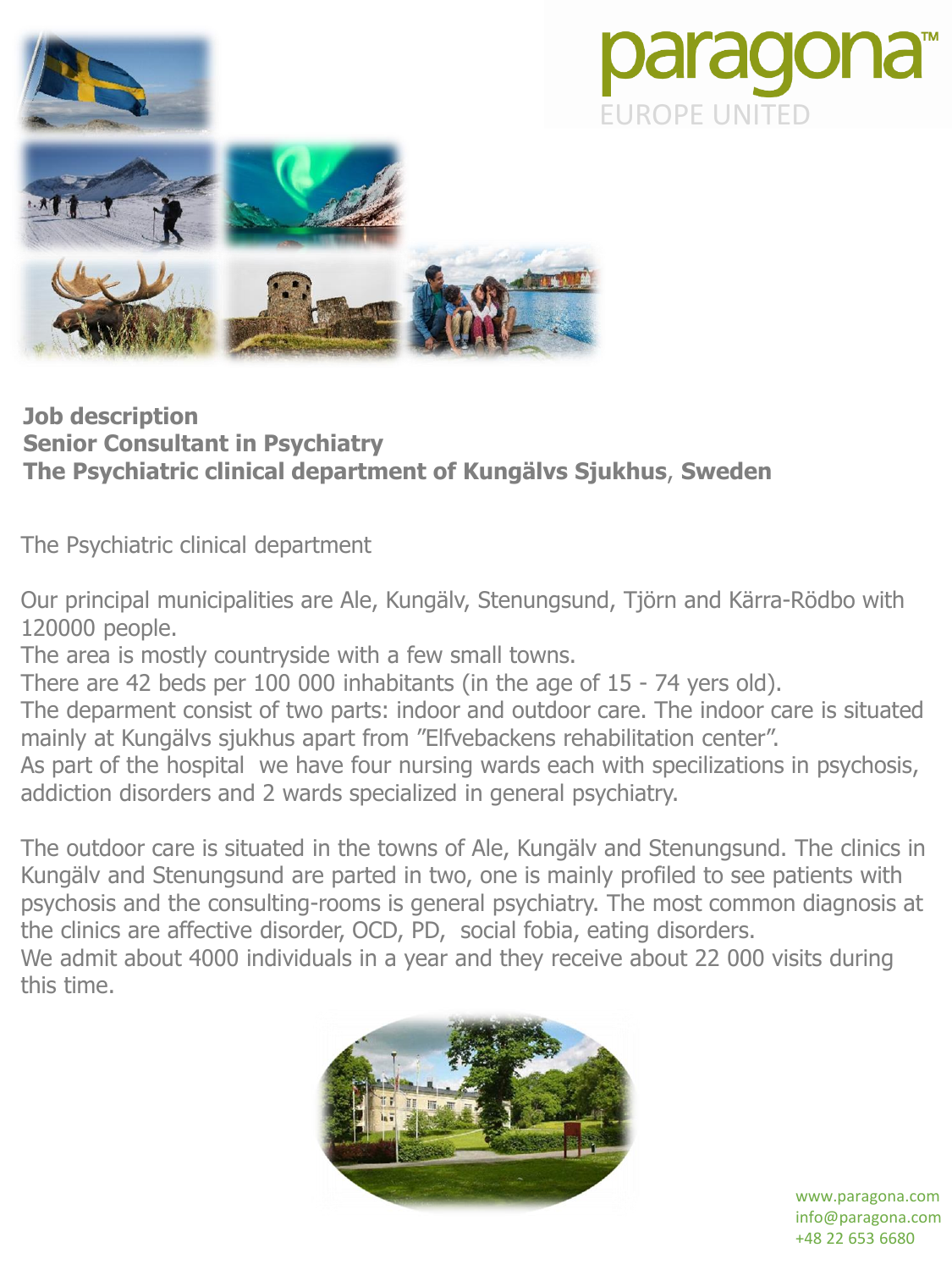paragona™
EUROPE UNITED

**Job description**
**Senior Consultant in Psychiatry**
**The Psychiatric clinical department of Kungälvs Sjukhus, Sweden**

The Psychiatric clinical department

Our principal municipalities are Ale, Kungälv, Stenungsund, Tjörn and Kärra-Rödbo with 120000 people.
The area is mostly countryside with a few small towns.
There are 42 beds per 100 000 inhabitants (in the age of 15 - 74 yers old).
The deparment consist of two parts: indoor and outdoor care. The indoor care is situated mainly at Kungälvs sjukhus apart from "Elfvebackens rehabilitation center".
As part of the hospital we have four nursing wards each with specilizations in psychosis, addiction disorders and 2 wards specialized in general psychiatry.

The outdoor care is situated in the towns of Ale, Kungälv and Stenungsund. The clinics in Kungälv and Stenungsund are parted in two, one is mainly profiled to see patients with psychosis and the consulting-rooms is general psychiatry. The most common diagnosis at the clinics are affective disorder, OCD, PD, social fobia, eating disorders.
We admit about 4000 individuals in a year and they receive about 22 000 visits during this time.

www.paragona.com
info@paragona.com
+48 22 653 6680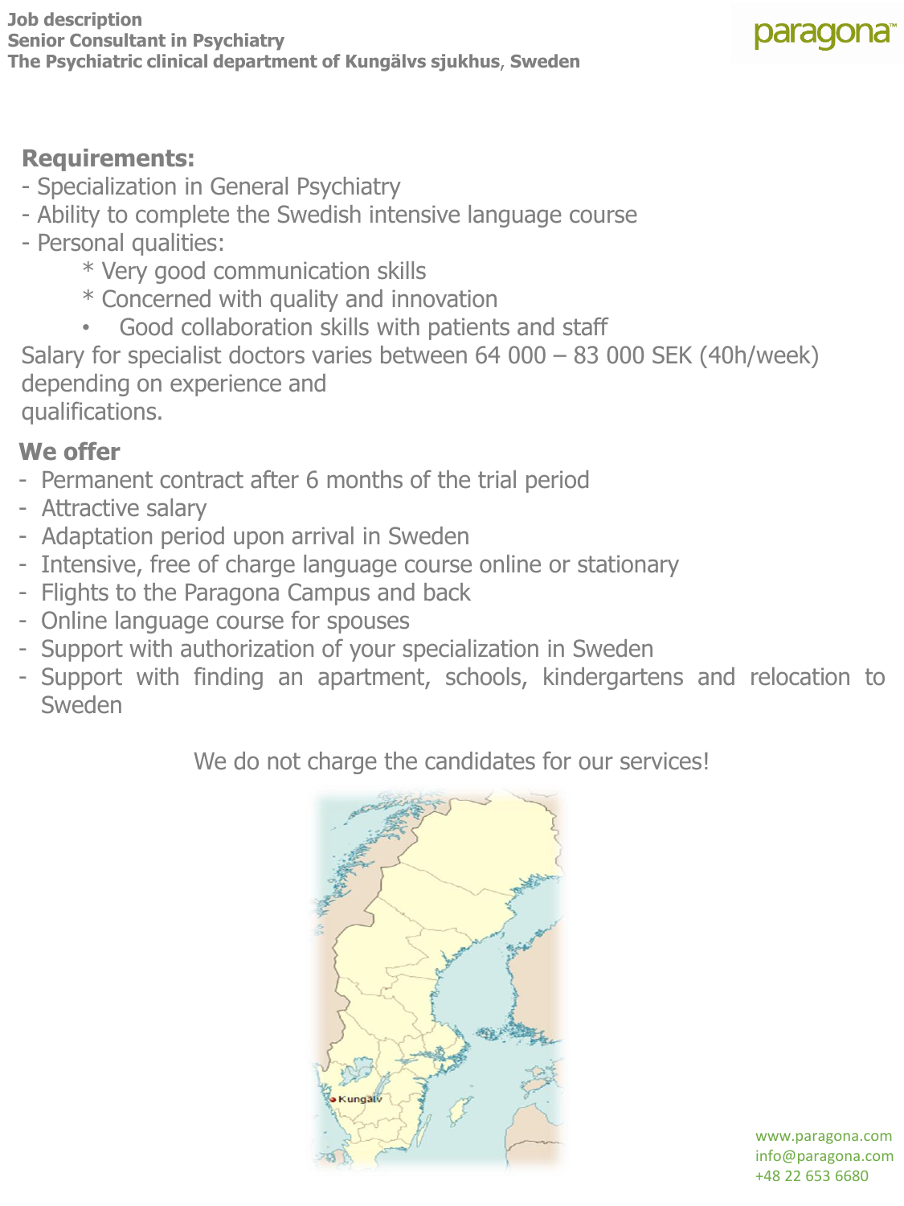**Job description**
**Senior Consultant in Psychiatry**
**The Psychiatric clinical department of Kungälvs sjukhus, Sweden**

paragona™

## Requirements:

- Specialization in General Psychiatry
- Ability to complete the Swedish intensive language course
- Personal qualities:
  * Very good communication skills
  * Concerned with quality and innovation
  * Good collaboration skills with patients and staff

Salary for specialist doctors varies between 64 000 – 83 000 SEK (40h/week) depending on experience and qualifications.

## We offer

- Permanent contract after 6 months of the trial period
- Attractive salary
- Adaptation period upon arrival in Sweden
- Intensive, free of charge language course online or stationary
- Flights to the Paragona Campus and back
- Online language course for spouses
- Support with authorization of your specialization in Sweden
- Support with finding an apartment, schools, kindergartens and relocation to Sweden

We do not charge the candidates for our services!

Kungälv

www.paragona.com
info@paragona.com
+48 22 653 6680